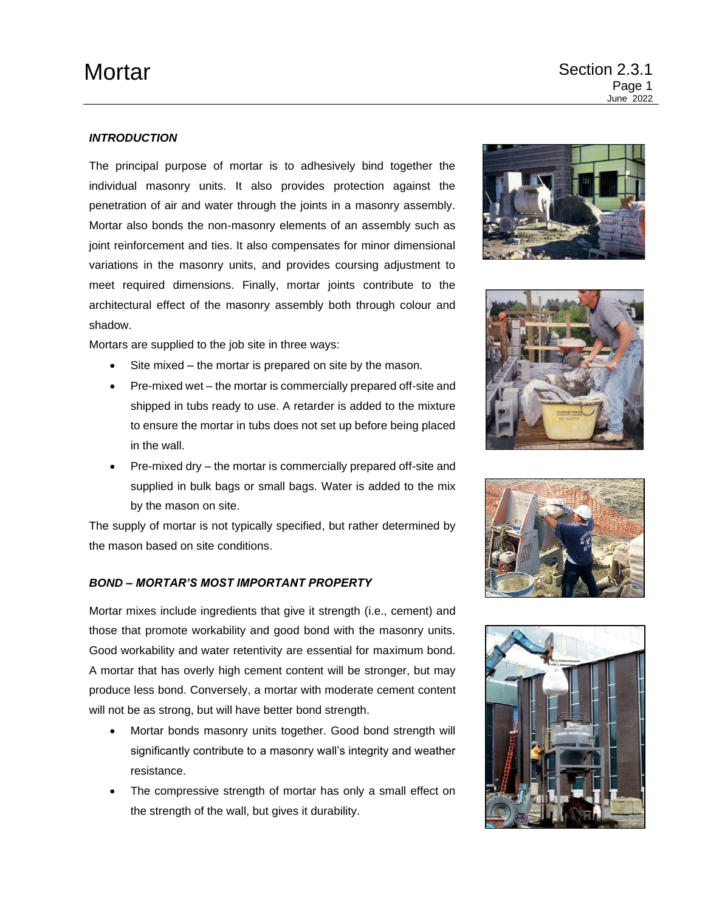# Mortar

Section 2.3.1

## INTRODUCTION

The principal purpose of mortar is to adhesively bind together the individual masonry units. It also provides protection against the penetration of air and water through the joints in a masonry assembly. Mortar also bonds the non-masonry elements of an assembly such as joint reinforcement and ties. It also compensates for minor dimensional variations in the masonry units, and provides coursing adjustment to meet required dimensions. Finally, mortar joints contribute to the architectural effect of the masonry assembly both through colour and shadow.

Mortars are supplied to the job site in three ways:

- Site mixed – the mortar is prepared on site by the mason.
- Pre-mixed wet – the mortar is commercially prepared off-site and shipped in tubs ready to use. A retarder is added to the mixture to ensure the mortar in tubs does not set up before being placed in the wall.
- Pre-mixed dry – the mortar is commercially prepared off-site and supplied in bulk bags or small bags. Water is added to the mix by the mason on site.

The supply of mortar is not typically specified, but rather determined by the mason based on site conditions.

## BOND – MORTAR'S MOST IMPORTANT PROPERTY

Mortar mixes include ingredients that give it strength (i.e., cement) and those that promote workability and good bond with the masonry units. Good workability and water retentivity are essential for maximum bond. A mortar that has overly high cement content will be stronger, but may produce less bond. Conversely, a mortar with moderate cement content will not be as strong, but will have better bond strength.

- Mortar bonds masonry units together. Good bond strength will significantly contribute to a masonry wall's integrity and weather resistance.
- The compressive strength of mortar has only a small effect on the strength of the wall, but gives it durability.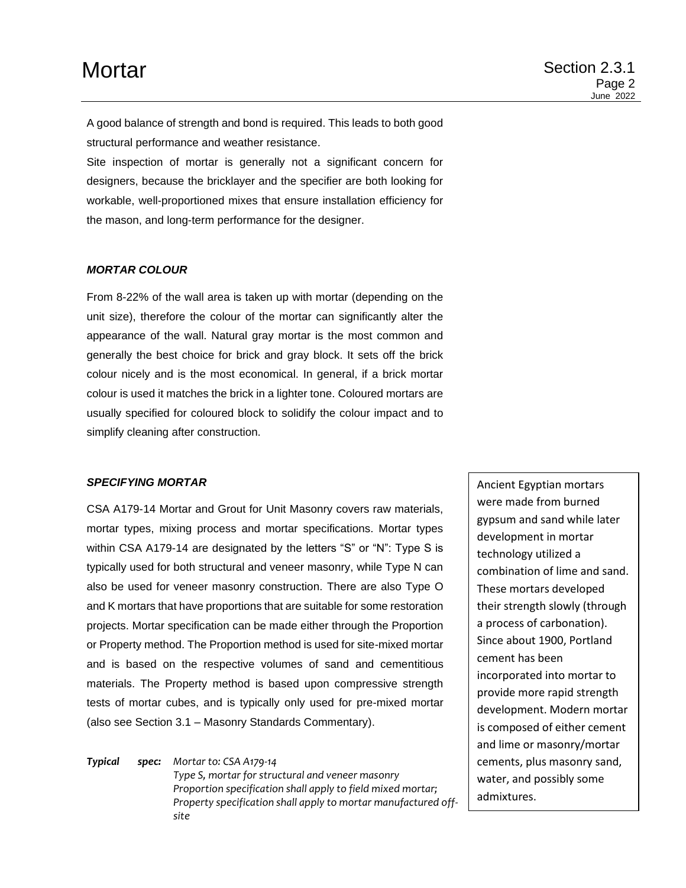A good balance of strength and bond is required. This leads to both good structural performance and weather resistance.

Site inspection of mortar is generally not a significant concern for designers, because the bricklayer and the specifier are both looking for workable, well-proportioned mixes that ensure installation efficiency for the mason, and long-term performance for the designer.

### *MORTAR COLOUR*

From 8-22% of the wall area is taken up with mortar (depending on the unit size), therefore the colour of the mortar can significantly alter the appearance of the wall. Natural gray mortar is the most common and generally the best choice for brick and gray block. It sets off the brick colour nicely and is the most economical. In general, if a brick mortar colour is used it matches the brick in a lighter tone. Coloured mortars are usually specified for coloured block to solidify the colour impact and to simplify cleaning after construction.

### *SPECIFYING MORTAR*

CSA A179-14 Mortar and Grout for Unit Masonry covers raw materials, mortar types, mixing process and mortar specifications. Mortar types within CSA A179-14 are designated by the letters “S” or “N”: Type S is typically used for both structural and veneer masonry, while Type N can also be used for veneer masonry construction. There are also Type O and K mortars that have proportions that are suitable for some restoration projects. Mortar specification can be made either through the Proportion or Property method. The Proportion method is used for site-mixed mortar and is based on the respective volumes of sand and cementitious materials. The Property method is based upon compressive strength tests of mortar cubes, and is typically only used for pre-mixed mortar (also see Section 3.1 – Masonry Standards Commentary).

***Typical spec:*** *Mortar to: CSA A179-14*
*Type S, mortar for structural and veneer masonry*
*Proportion specification shall apply to field mixed mortar;*
*Property specification shall apply to mortar manufactured off-site*

Ancient Egyptian mortars were made from burned gypsum and sand while later development in mortar technology utilized a combination of lime and sand. These mortars developed their strength slowly (through a process of carbonation). Since about 1900, Portland cement has been incorporated into mortar to provide more rapid strength development. Modern mortar is composed of either cement and lime or masonry/mortar cements, plus masonry sand, water, and possibly some admixtures.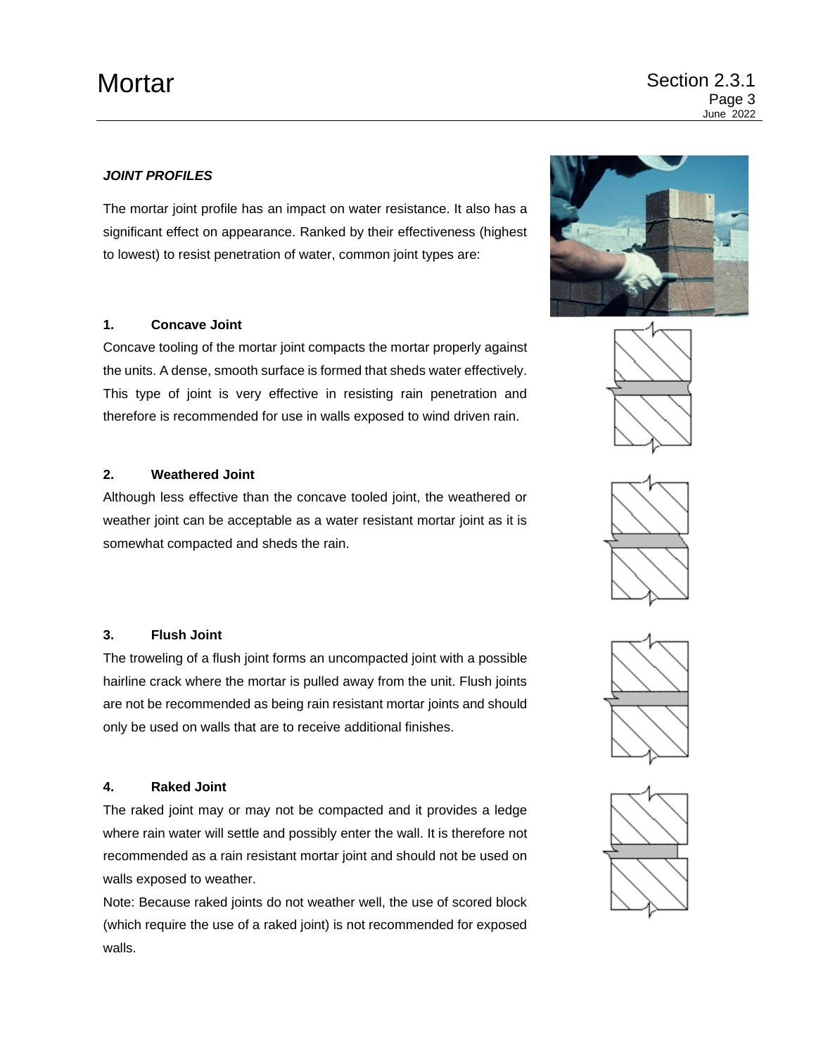***JOINT PROFILES***

The mortar joint profile has an impact on water resistance. It also has a significant effect on appearance. Ranked by their effectiveness (highest to lowest) to resist penetration of water, common joint types are:

**1. Concave Joint**

Concave tooling of the mortar joint compacts the mortar properly against the units. A dense, smooth surface is formed that sheds water effectively. This type of joint is very effective in resisting rain penetration and therefore is recommended for use in walls exposed to wind driven rain.

**2. Weathered Joint**

Although less effective than the concave tooled joint, the weathered or weather joint can be acceptable as a water resistant mortar joint as it is somewhat compacted and sheds the rain.

**3. Flush Joint**

The troweling of a flush joint forms an uncompacted joint with a possible hairline crack where the mortar is pulled away from the unit. Flush joints are not be recommended as being rain resistant mortar joints and should only be used on walls that are to receive additional finishes.

**4. Raked Joint**

The raked joint may or may not be compacted and it provides a ledge where rain water will settle and possibly enter the wall. It is therefore not recommended as a rain resistant mortar joint and should not be used on walls exposed to weather.

Note: Because raked joints do not weather well, the use of scored block (which require the use of a raked joint) is not recommended for exposed walls.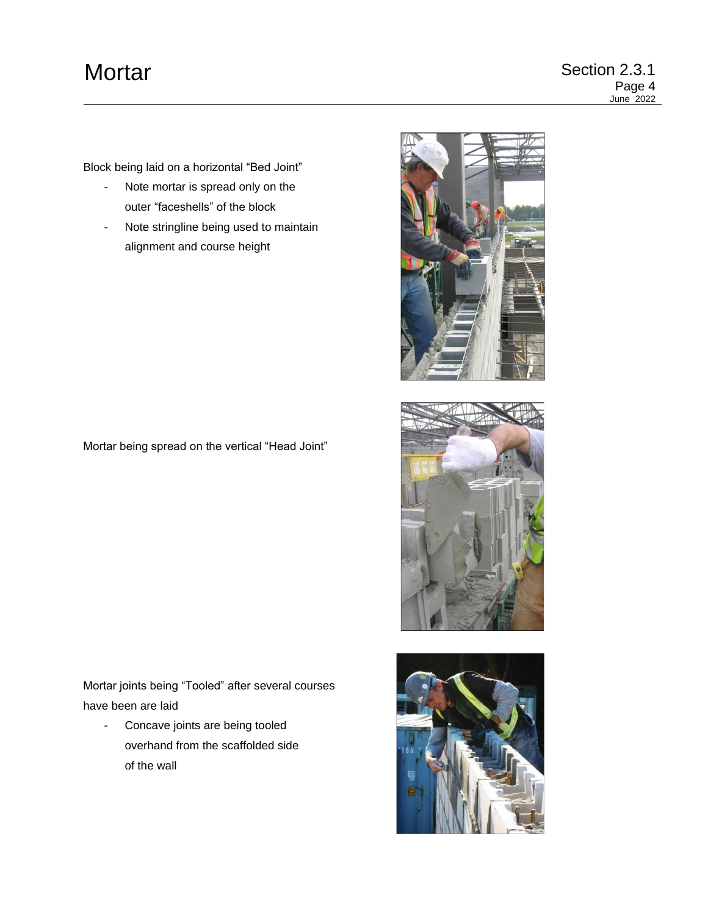Block being laid on a horizontal “Bed Joint”

- Note mortar is spread only on the outer “faceshells” of the block
- Note stringline being used to maintain alignment and course height

Mortar being spread on the vertical “Head Joint”

Mortar joints being “Tooled” after several courses have been are laid

- Concave joints are being tooled overhand from the scaffolded side of the wall